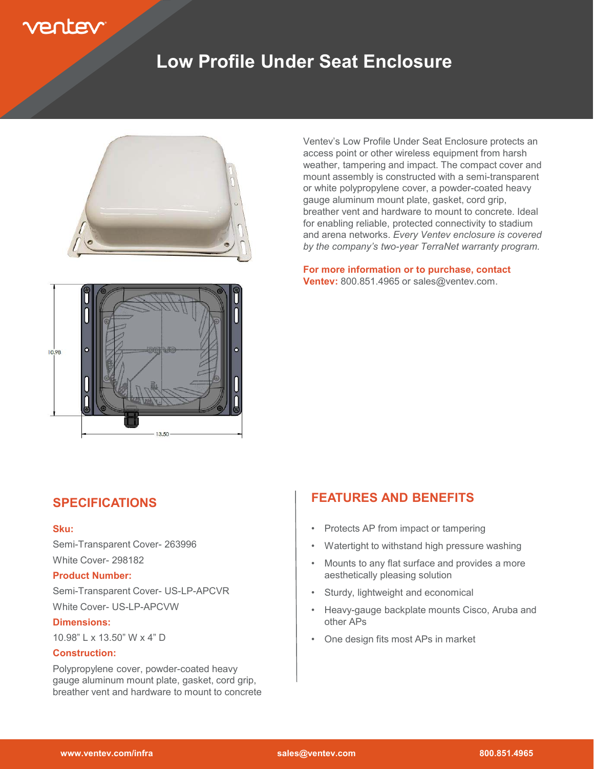# Low Profile Under Seat Enclosure

Ventev's Low Profile Under Seat Enclosure protects an access point or other wireless equipment from harsh weather, tampering and impact. The compact cover and mount assembly is constructed with a semi-transparent or white polypropylene cover, a powder-coated heavy gauge aluminum mount plate, gasket, cord grip, breather vent and hardware to mount to concrete. Ideal for enabling reliable, protected connectivity to stadium and arena networks. *Every Ventev enclosure is covered by the company's two-year TerraNet warranty program.*

**For more information or to purchase, contact Ventev:** 800.851.4965 or sales@ventev.com.

## SPECIFICATIONS

**Sku:**

Semi-Transparent Cover- 263996

White Cover- 298182

**Product Number:**

Semi-Transparent Cover- US-LP-APCVR

White Cover- US-LP-APCVW

**Dimensions:**

10.98" L x 13.50" W x 4" D

**Construction:**

Polypropylene cover, powder-coated heavy gauge aluminum mount plate, gasket, cord grip, breather vent and hardware to mount to concrete

## FEATURES AND BENEFITS

- Protects AP from impact or tampering
- Watertight to withstand high pressure washing
- Mounts to any flat surface and provides a more aesthetically pleasing solution
- Sturdy, lightweight and economical
- Heavy-gauge backplate mounts Cisco, Aruba and other APs
- One design fits most APs in market

www.ventev.com/infra sales@ventev.com 800.851.4965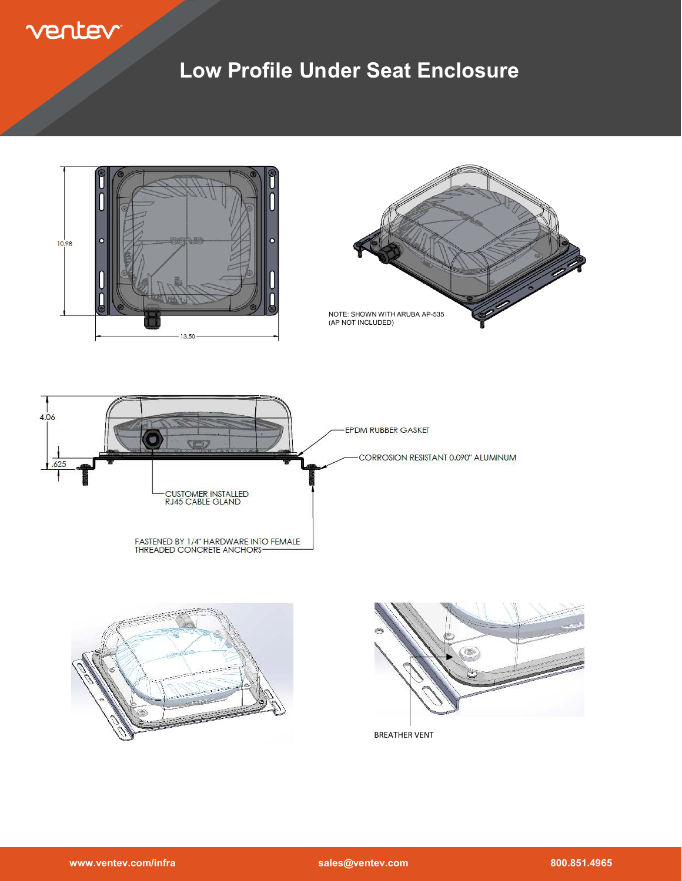# Low Profile Under Seat Enclosure

10.98

13.50

NOTE: SHOWN WITH ARUBA AP-535
(AP NOT INCLUDED)

4.06

.625

EPDM RUBBER GASKET

CORROSION RESISTANT 0.090" ALUMINUM

CUSTOMER INSTALLED
RJ45 CABLE GLAND

FASTENED BY 1/4" HARDWARE INTO FEMALE
THREADED CONCRETE ANCHORS

BREATHER VENT

www.ventev.com/infra sales@ventev.com 800.851.4965